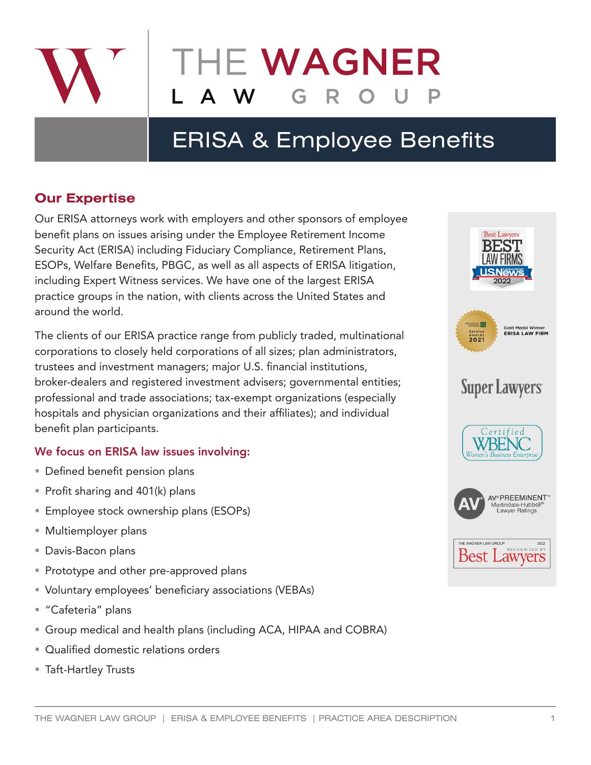# THE WAGNER LAW GROUP

## ERISA & Employee Benefits

### Our Expertise

Our ERISA attorneys work with employers and other sponsors of employee benefit plans on issues arising under the Employee Retirement Income Security Act (ERISA) including Fiduciary Compliance, Retirement Plans, ESOPs, Welfare Benefits, PBGC, as well as all aspects of ERISA litigation, including Expert Witness services. We have one of the largest ERISA practice groups in the nation, with clients across the United States and around the world.

The clients of our ERISA practice range from publicly traded, multinational corporations to closely held corporations of all sizes; plan administrators, trustees and investment managers; major U.S. financial institutions, broker-dealers and registered investment advisers; governmental entities; professional and trade associations; tax-exempt organizations (especially hospitals and physician organizations and their affiliates); and individual benefit plan participants.

#### We focus on ERISA law issues involving:

- Defined benefit pension plans
- Profit sharing and 401(k) plans
- Employee stock ownership plans (ESOPs)
- Multiemployer plans
- Davis-Bacon plans
- Prototype and other pre-approved plans
- Voluntary employees' beneficiary associations (VEBAs)
- "Cafeteria" plans
- Group medical and health plans (including ACA, HIPAA and COBRA)
- Qualified domestic relations orders
- Taft-Hartley Trusts

Best Lawyers BEST LAW FIRMS U.S.News 2022

Financial Advisor IQ Service Awards 2021 — Gold Medal Winner ERISA LAW FIRM

Super Lawyers

Certified WBENC Women's Business Enterprise

AV® PREEMINENT™ Martindale-Hubbell® Lawyer Ratings

THE WAGNER LAW GROUP 2022 RECOGNIZED BY Best Lawyers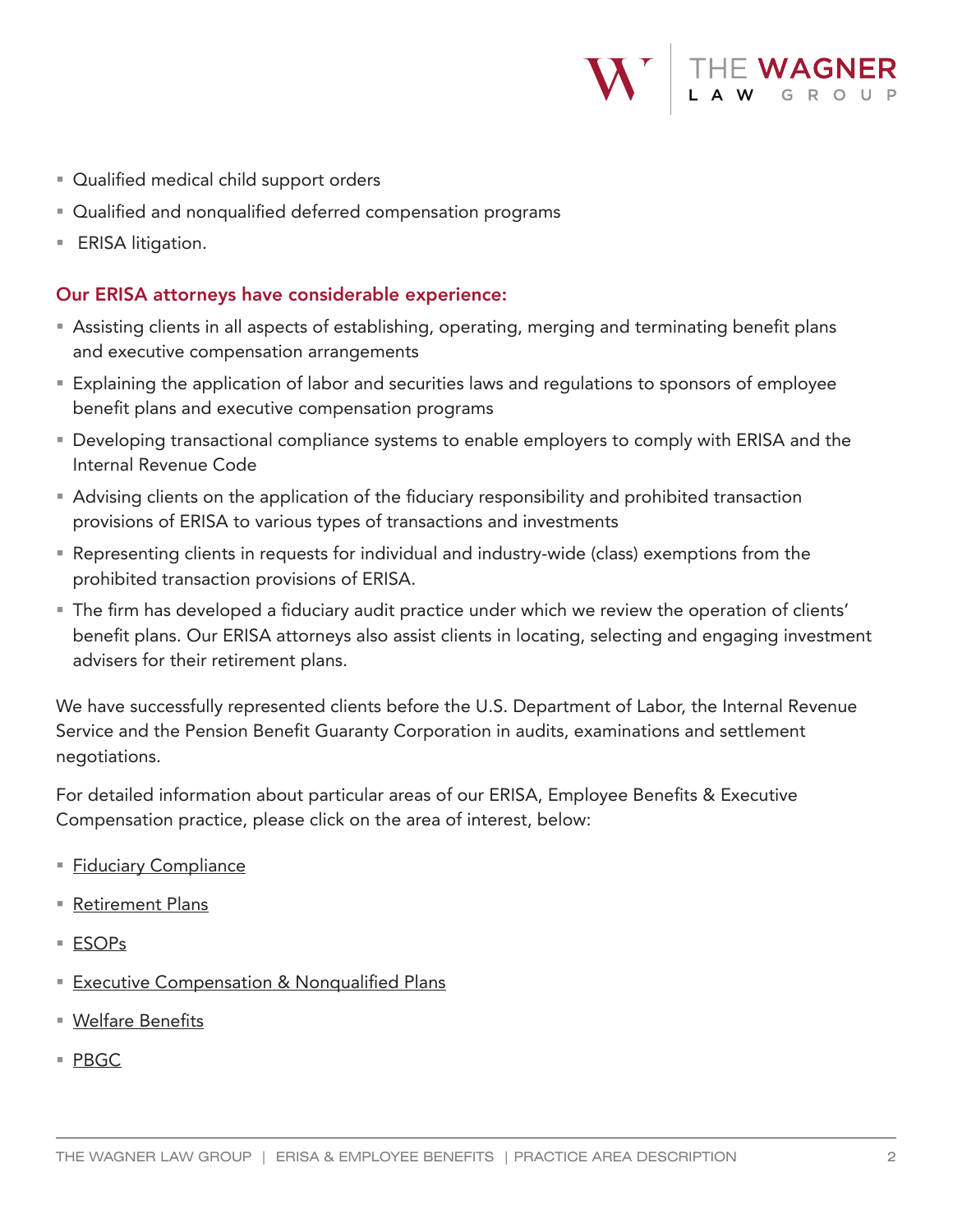- Qualified medical child support orders
- Qualified and nonqualified deferred compensation programs
- ERISA litigation.

### Our ERISA attorneys have considerable experience:

- Assisting clients in all aspects of establishing, operating, merging and terminating benefit plans and executive compensation arrangements
- Explaining the application of labor and securities laws and regulations to sponsors of employee benefit plans and executive compensation programs
- Developing transactional compliance systems to enable employers to comply with ERISA and the Internal Revenue Code
- Advising clients on the application of the fiduciary responsibility and prohibited transaction provisions of ERISA to various types of transactions and investments
- Representing clients in requests for individual and industry-wide (class) exemptions from the prohibited transaction provisions of ERISA.
- The firm has developed a fiduciary audit practice under which we review the operation of clients' benefit plans. Our ERISA attorneys also assist clients in locating, selecting and engaging investment advisers for their retirement plans.

We have successfully represented clients before the U.S. Department of Labor, the Internal Revenue Service and the Pension Benefit Guaranty Corporation in audits, examinations and settlement negotiations.

For detailed information about particular areas of our ERISA, Employee Benefits & Executive Compensation practice, please click on the area of interest, below:

- Fiduciary Compliance
- Retirement Plans
- ESOPs
- Executive Compensation & Nonqualified Plans
- Welfare Benefits
- PBGC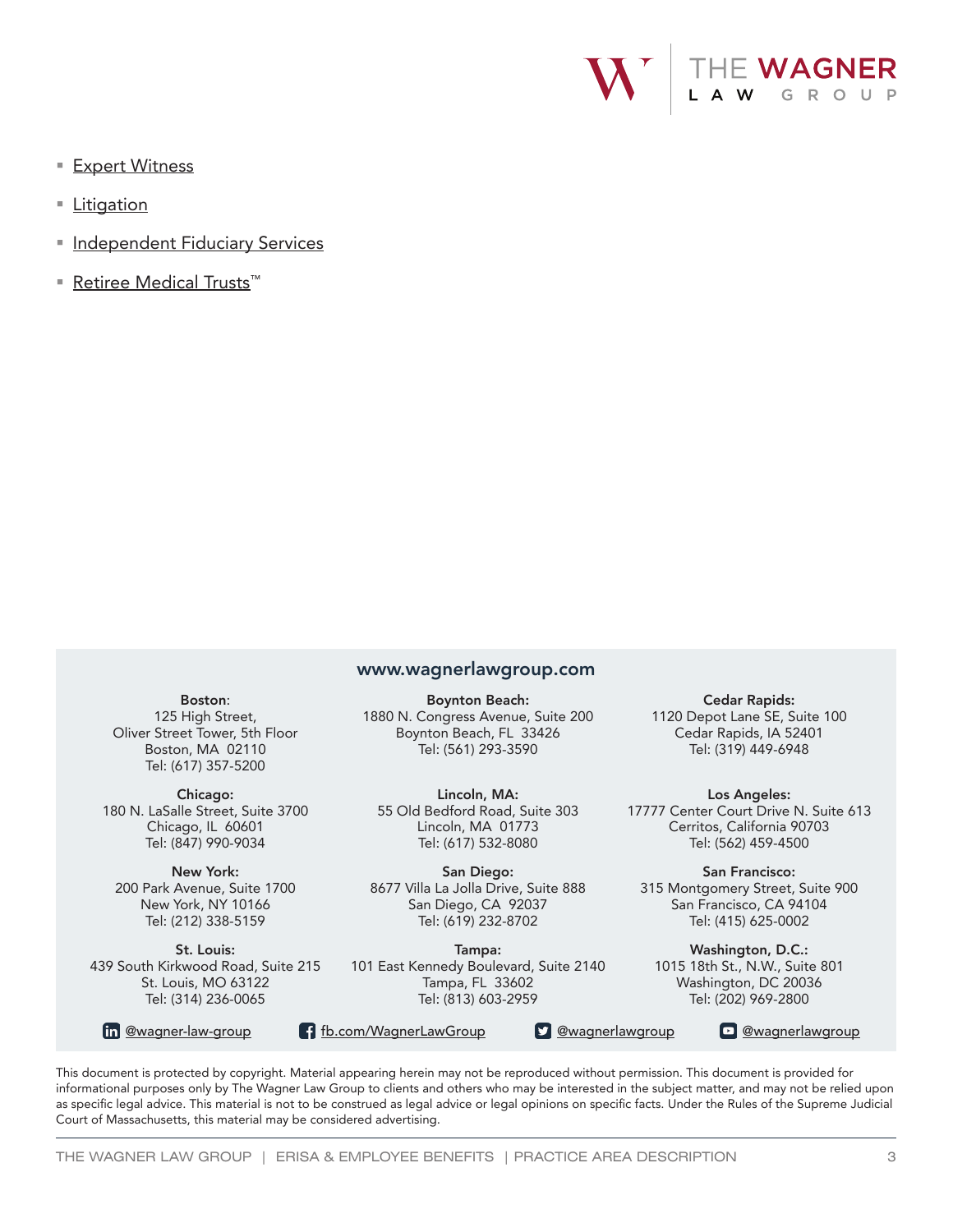- Expert Witness
- Litigation
- Independent Fiduciary Services
- Retiree Medical Trusts™

**www.wagnerlawgroup.com**

**Boston**:
125 High Street,
Oliver Street Tower, 5th Floor
Boston, MA 02110
Tel: (617) 357-5200

**Boynton Beach:**
1880 N. Congress Avenue, Suite 200
Boynton Beach, FL 33426
Tel: (561) 293-3590

**Cedar Rapids:**
1120 Depot Lane SE, Suite 100
Cedar Rapids, IA 52401
Tel: (319) 449-6948

**Chicago:**
180 N. LaSalle Street, Suite 3700
Chicago, IL 60601
Tel: (847) 990-9034

**Lincoln, MA:**
55 Old Bedford Road, Suite 303
Lincoln, MA 01773
Tel: (617) 532-8080

**Los Angeles:**
17777 Center Court Drive N. Suite 613
Cerritos, California 90703
Tel: (562) 459-4500

**New York:**
200 Park Avenue, Suite 1700
New York, NY 10166
Tel: (212) 338-5159

**San Diego:**
8677 Villa La Jolla Drive, Suite 888
San Diego, CA 92037
Tel: (619) 232-8702

**San Francisco:**
315 Montgomery Street, Suite 900
San Francisco, CA 94104
Tel: (415) 625-0002

**St. Louis:**
439 South Kirkwood Road, Suite 215
St. Louis, MO 63122
Tel: (314) 236-0065

**Tampa:**
101 East Kennedy Boulevard, Suite 2140
Tampa, FL 33602
Tel: (813) 603-2959

**Washington, D.C.:**
1015 18th St., N.W., Suite 801
Washington, DC 20036
Tel: (202) 969-2800

@wagner-law-group | fb.com/WagnerLawGroup | @wagnerlawgroup | @wagnerlawgroup

This document is protected by copyright. Material appearing herein may not be reproduced without permission. This document is provided for informational purposes only by The Wagner Law Group to clients and others who may be interested in the subject matter, and may not be relied upon as specific legal advice. This material is not to be construed as legal advice or legal opinions on specific facts. Under the Rules of the Supreme Judicial Court of Massachusetts, this material may be considered advertising.